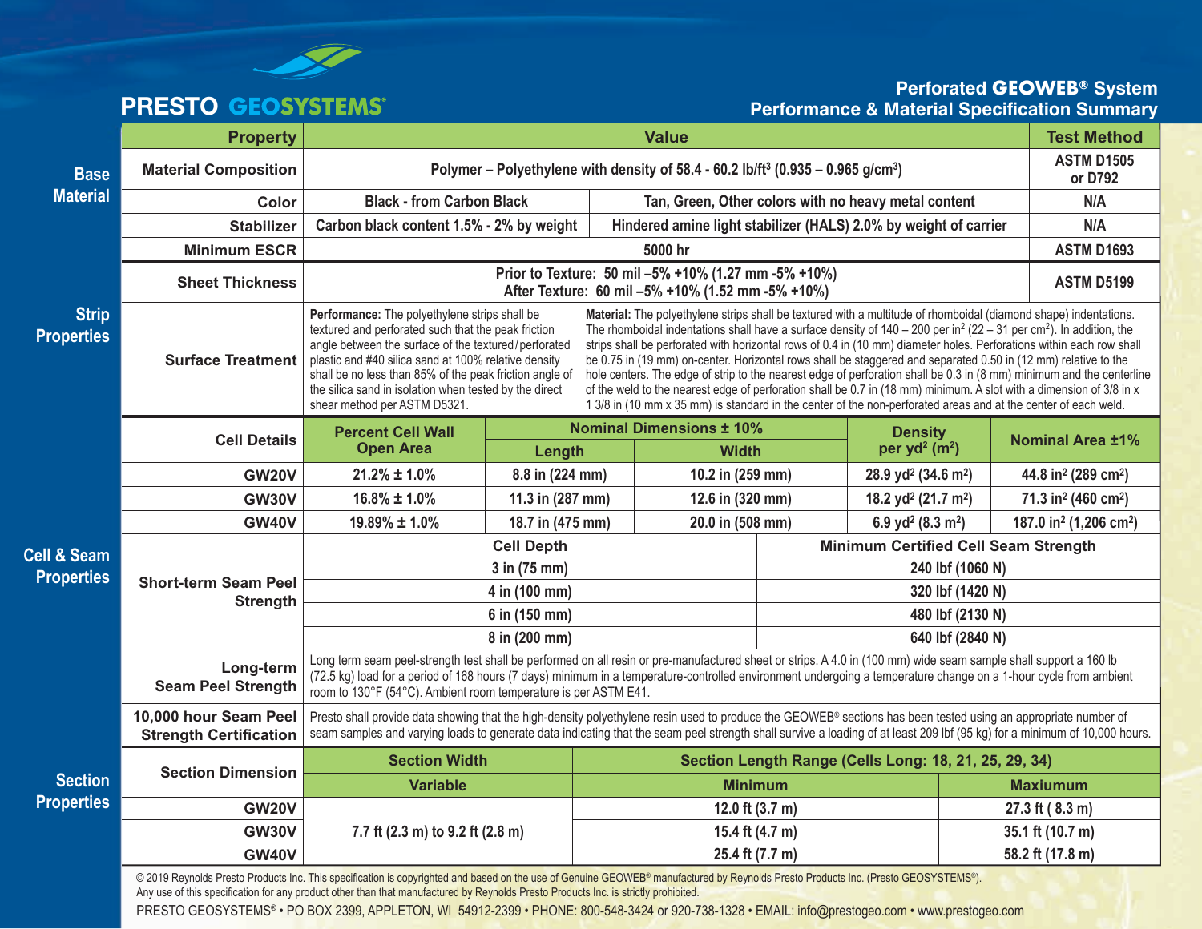# PRESTO GEOSYSTEMS®

## Perforated GEOWEB® System
## Performance & Material Specification Summary

### Base Material

| Property | Value | | Test Method |
|---|---|---|---|
| Material Composition | Polymer – Polyethylene with density of 58.4 - 60.2 lb/ft$^3$ (0.935 – 0.965 g/cm$^3$) | | ASTM D1505 or D792 |
| Color | Black - from Carbon Black | Tan, Green, Other colors with no heavy metal content | N/A |
| Stabilizer | Carbon black content 1.5% - 2% by weight | Hindered amine light stabilizer (HALS) 2.0% by weight of carrier | N/A |
| Minimum ESCR | 5000 hr | | ASTM D1693 |

### Strip Properties

| Property | Value | | Test Method |
|---|---|---|---|
| Sheet Thickness | Prior to Texture: 50 mil –5% +10% (1.27 mm -5% +10%)<br>After Texture: 60 mil –5% +10% (1.52 mm -5% +10%) | | ASTM D5199 |
| Surface Treatment | **Performance:** The polyethylene strips shall be textured and perforated such that the peak friction angle between the surface of the textured/perforated plastic and #40 silica sand at 100% relative density shall be no less than 85% of the peak friction angle of the silica sand in isolation when tested by the direct shear method per ASTM D5321. | **Material:** The polyethylene strips shall be textured with a multitude of rhomboidal (diamond shape) indentations. The rhomboidal indentations shall have a surface density of 140 – 200 per in$^2$ (22 – 31 per cm$^2$). In addition, the strips shall be perforated with horizontal rows of 0.4 in (10 mm) diameter holes. Perforations within each row shall be 0.75 in (19 mm) on-center. Horizontal rows shall be staggered and separated 0.50 in (12 mm) relative to the hole centers. The edge of strip to the nearest edge of perforation shall be 0.3 in (8 mm) minimum and the centerline of the weld to the nearest edge of perforation shall be 0.7 in (18 mm) minimum. A slot with a dimension of 3/8 in x 1 3/8 in (10 mm x 35 mm) is standard in the center of the non-perforated areas and at the center of each weld. | |

### Cell & Seam Properties

| Cell Details | Percent Cell Wall Open Area | Nominal Dimensions ± 10% | | Density per yd$^2$ (m$^2$) | Nominal Area ±1% |
|---|---|---|---|---|---|
| | | Length | Width | | |
| GW20V | 21.2% ± 1.0% | 8.8 in (224 mm) | 10.2 in (259 mm) | 28.9 yd$^2$ (34.6 m$^2$) | 44.8 in$^2$ (289 cm$^2$) |
| GW30V | 16.8% ± 1.0% | 11.3 in (287 mm) | 12.6 in (320 mm) | 18.2 yd$^2$ (21.7 m$^2$) | 71.3 in$^2$ (460 cm$^2$) |
| GW40V | 19.89% ± 1.0% | 18.7 in (475 mm) | 20.0 in (508 mm) | 6.9 yd$^2$ (8.3 m$^2$) | 187.0 in$^2$ (1,206 cm$^2$) |

| Short-term Seam Peel Strength | Cell Depth | Minimum Certified Cell Seam Strength |
|---|---|---|
| | 3 in (75 mm) | 240 lbf (1060 N) |
| | 4 in (100 mm) | 320 lbf (1420 N) |
| | 6 in (150 mm) | 480 lbf (2130 N) |
| | 8 in (200 mm) | 640 lbf (2840 N) |

| Property | Value |
|---|---|
| Long-term Seam Peel Strength | Long term seam peel-strength test shall be performed on all resin or pre-manufactured sheet or strips. A 4.0 in (100 mm) wide seam sample shall support a 160 lb (72.5 kg) load for a period of 168 hours (7 days) minimum in a temperature-controlled environment undergoing a temperature change on a 1-hour cycle from ambient room to 130°F (54°C). Ambient room temperature is per ASTM E41. |
| 10,000 hour Seam Peel Strength Certification | Presto shall provide data showing that the high-density polyethylene resin used to produce the GEOWEB® sections has been tested using an appropriate number of seam samples and varying loads to generate data indicating that the seam peel strength shall survive a loading of at least 209 lbf (95 kg) for a minimum of 10,000 hours. |

### Section Properties

| Section Dimension | Section Width | Section Length Range (Cells Long: 18, 21, 25, 29, 34) | |
|---|---|---|---|
| | Variable | Minimum | Maxiumum |
| GW20V | 7.7 ft (2.3 m) to 9.2 ft (2.8 m) | 12.0 ft (3.7 m) | 27.3 ft ( 8.3 m) |
| GW30V | | 15.4 ft (4.7 m) | 35.1 ft (10.7 m) |
| GW40V | | 25.4 ft (7.7 m) | 58.2 ft (17.8 m) |

© 2019 Reynolds Presto Products Inc. This specification is copyrighted and based on the use of Genuine GEOWEB® manufactured by Reynolds Presto Products Inc. (Presto GEOSYSTEMS®). Any use of this specification for any product other than that manufactured by Reynolds Presto Products Inc. is strictly prohibited.

PRESTO GEOSYSTEMS® • PO BOX 2399, APPLETON, WI 54912-2399 • PHONE: 800-548-3424 or 920-738-1328 • EMAIL: info@prestogeo.com • www.prestogeo.com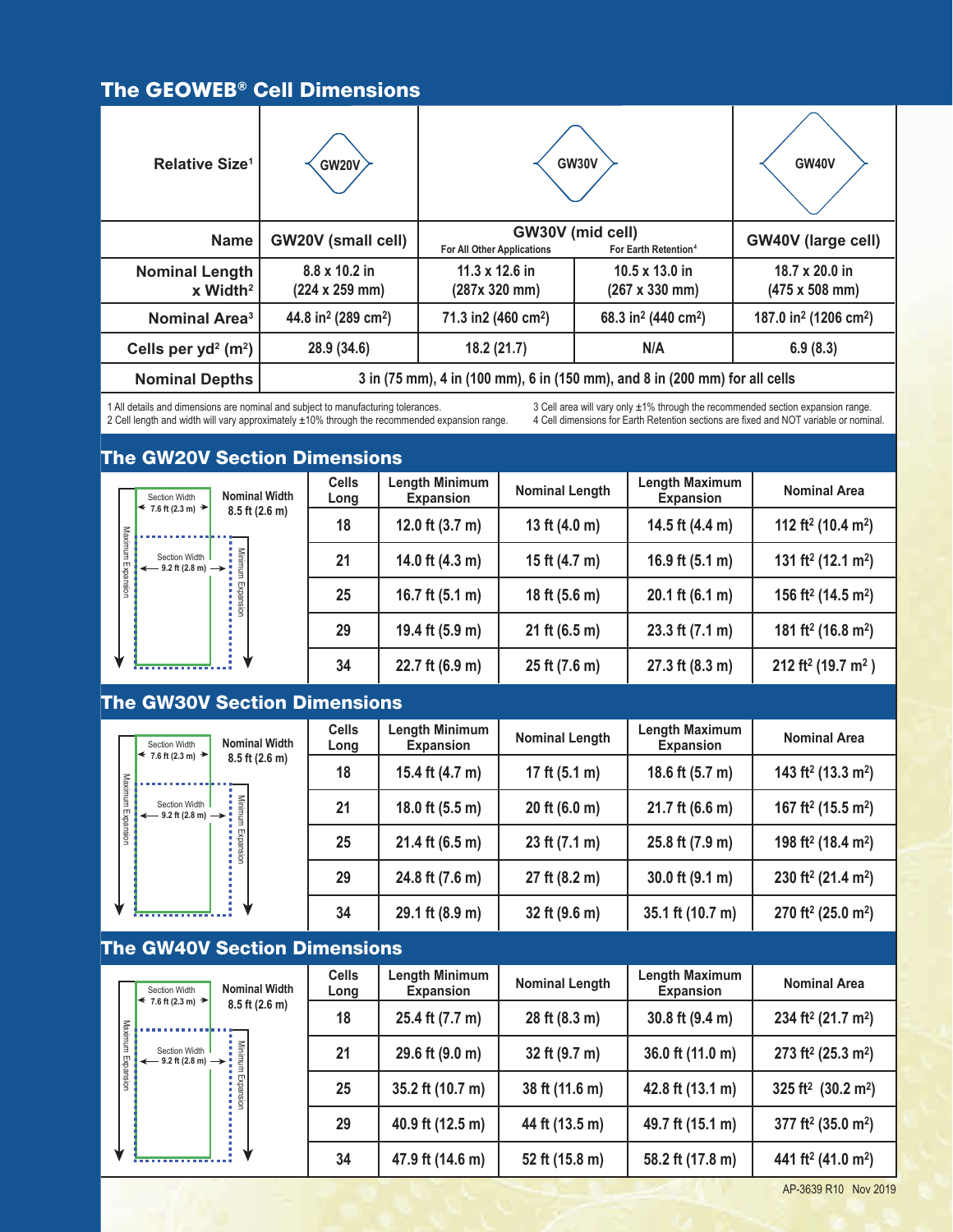## The GEOWEB® Cell Dimensions

| Relative Size[1] | GW20V | GW30V | | GW40V |
|---|---|---|---|---|
| Name | GW20V (small cell) | GW30V (mid cell) For All Other Applications | GW30V (mid cell) For Earth Retention[4] | GW40V (large cell) |
| Nominal Length x Width[2] | 8.8 x 10.2 in (224 x 259 mm) | 11.3 x 12.6 in (287x 320 mm) | 10.5 x 13.0 in (267 x 330 mm) | 18.7 x 20.0 in (475 x 508 mm) |
| Nominal Area[3] | 44.8 $in^2$ (289 $cm^2$) | 71.3 in2 (460 $cm^2$) | 68.3 $in^2$ (440 $cm^2$) | 187.0 $in^2$ (1206 $cm^2$) |
| Cells per $yd^2$ ($m^2$) | 28.9 (34.6) | 18.2 (21.7) | N/A | 6.9 (8.3) |
| Nominal Depths | 3 in (75 mm), 4 in (100 mm), 6 in (150 mm), and 8 in (200 mm) for all cells | | | |

1 All details and dimensions are nominal and subject to manufacturing tolerances.
2 Cell length and width will vary approximately ±10% through the recommended expansion range.
3 Cell area will vary only ±1% through the recommended section expansion range.
4 Cell dimensions for Earth Retention sections are fixed and NOT variable or nominal.

## The GW20V Section Dimensions

Section Width 7.6 ft (2.3 m)
Nominal Width 8.5 ft (2.6 m)
Section Width 9.2 ft (2.8 m)
Maximum Expansion
Minimum Expansion

| Cells Long | Length Minimum Expansion | Nominal Length | Length Maximum Expansion | Nominal Area |
|---|---|---|---|---|
| 18 | 12.0 ft (3.7 m) | 13 ft (4.0 m) | 14.5 ft (4.4 m) | 112 $ft^2$ (10.4 $m^2$) |
| 21 | 14.0 ft (4.3 m) | 15 ft (4.7 m) | 16.9 ft (5.1 m) | 131 $ft^2$ (12.1 $m^2$) |
| 25 | 16.7 ft (5.1 m) | 18 ft (5.6 m) | 20.1 ft (6.1 m) | 156 $ft^2$ (14.5 $m^2$) |
| 29 | 19.4 ft (5.9 m) | 21 ft (6.5 m) | 23.3 ft (7.1 m) | 181 $ft^2$ (16.8 $m^2$) |
| 34 | 22.7 ft (6.9 m) | 25 ft (7.6 m) | 27.3 ft (8.3 m) | 212 $ft^2$ (19.7 $m^2$) |

## The GW30V Section Dimensions

Section Width 7.6 ft (2.3 m)
Nominal Width 8.5 ft (2.6 m)
Section Width 9.2 ft (2.8 m)
Maximum Expansion
Minimum Expansion

| Cells Long | Length Minimum Expansion | Nominal Length | Length Maximum Expansion | Nominal Area |
|---|---|---|---|---|
| 18 | 15.4 ft (4.7 m) | 17 ft (5.1 m) | 18.6 ft (5.7 m) | 143 $ft^2$ (13.3 $m^2$) |
| 21 | 18.0 ft (5.5 m) | 20 ft (6.0 m) | 21.7 ft (6.6 m) | 167 $ft^2$ (15.5 $m^2$) |
| 25 | 21.4 ft (6.5 m) | 23 ft (7.1 m) | 25.8 ft (7.9 m) | 198 $ft^2$ (18.4 $m^2$) |
| 29 | 24.8 ft (7.6 m) | 27 ft (8.2 m) | 30.0 ft (9.1 m) | 230 $ft^2$ (21.4 $m^2$) |
| 34 | 29.1 ft (8.9 m) | 32 ft (9.6 m) | 35.1 ft (10.7 m) | 270 $ft^2$ (25.0 $m^2$) |

## The GW40V Section Dimensions

Section Width 7.6 ft (2.3 m)
Nominal Width 8.5 ft (2.6 m)
Section Width 9.2 ft (2.8 m)
Maximum Expansion
Minimum Expansion

| Cells Long | Length Minimum Expansion | Nominal Length | Length Maximum Expansion | Nominal Area |
|---|---|---|---|---|
| 18 | 25.4 ft (7.7 m) | 28 ft (8.3 m) | 30.8 ft (9.4 m) | 234 $ft^2$ (21.7 $m^2$) |
| 21 | 29.6 ft (9.0 m) | 32 ft (9.7 m) | 36.0 ft (11.0 m) | 273 $ft^2$ (25.3 $m^2$) |
| 25 | 35.2 ft (10.7 m) | 38 ft (11.6 m) | 42.8 ft (13.1 m) | 325 $ft^2$ (30.2 $m^2$) |
| 29 | 40.9 ft (12.5 m) | 44 ft (13.5 m) | 49.7 ft (15.1 m) | 377 $ft^2$ (35.0 $m^2$) |
| 34 | 47.9 ft (14.6 m) | 52 ft (15.8 m) | 58.2 ft (17.8 m) | 441 $ft^2$ (41.0 $m^2$) |

AP-3639 R10 Nov 2019